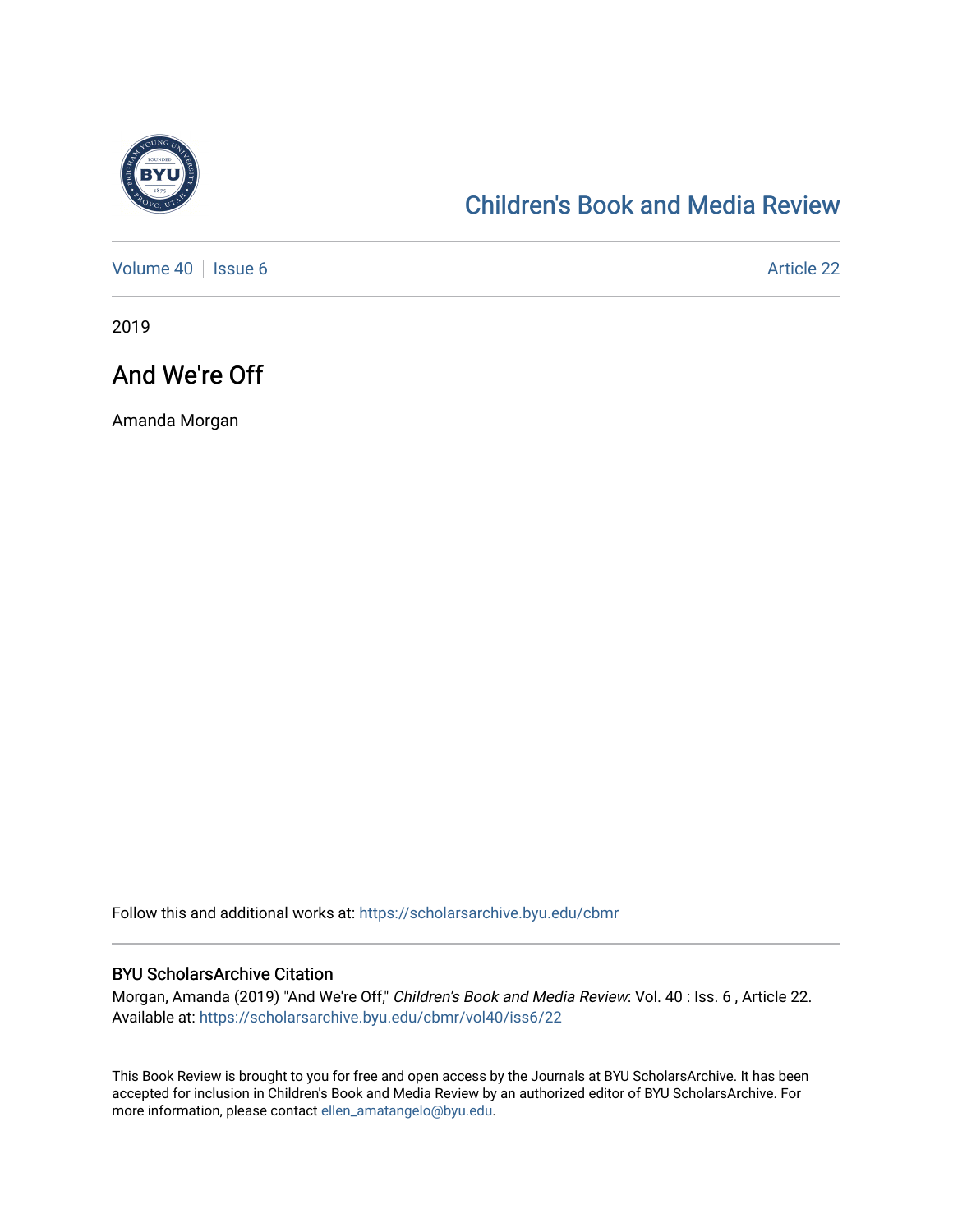# Children's Book and Media Review

Volume 40 | Issue 6 — Article 22

2019

## And We're Off

Amanda Morgan

Follow this and additional works at: https://scholarsarchive.byu.edu/cbmr

### BYU ScholarsArchive Citation

Morgan, Amanda (2019) "And We're Off," *Children's Book and Media Review*: Vol. 40 : Iss. 6 , Article 22.
Available at: https://scholarsarchive.byu.edu/cbmr/vol40/iss6/22

This Book Review is brought to you for free and open access by the Journals at BYU ScholarsArchive. It has been accepted for inclusion in Children's Book and Media Review by an authorized editor of BYU ScholarsArchive. For more information, please contact ellen_amatangelo@byu.edu.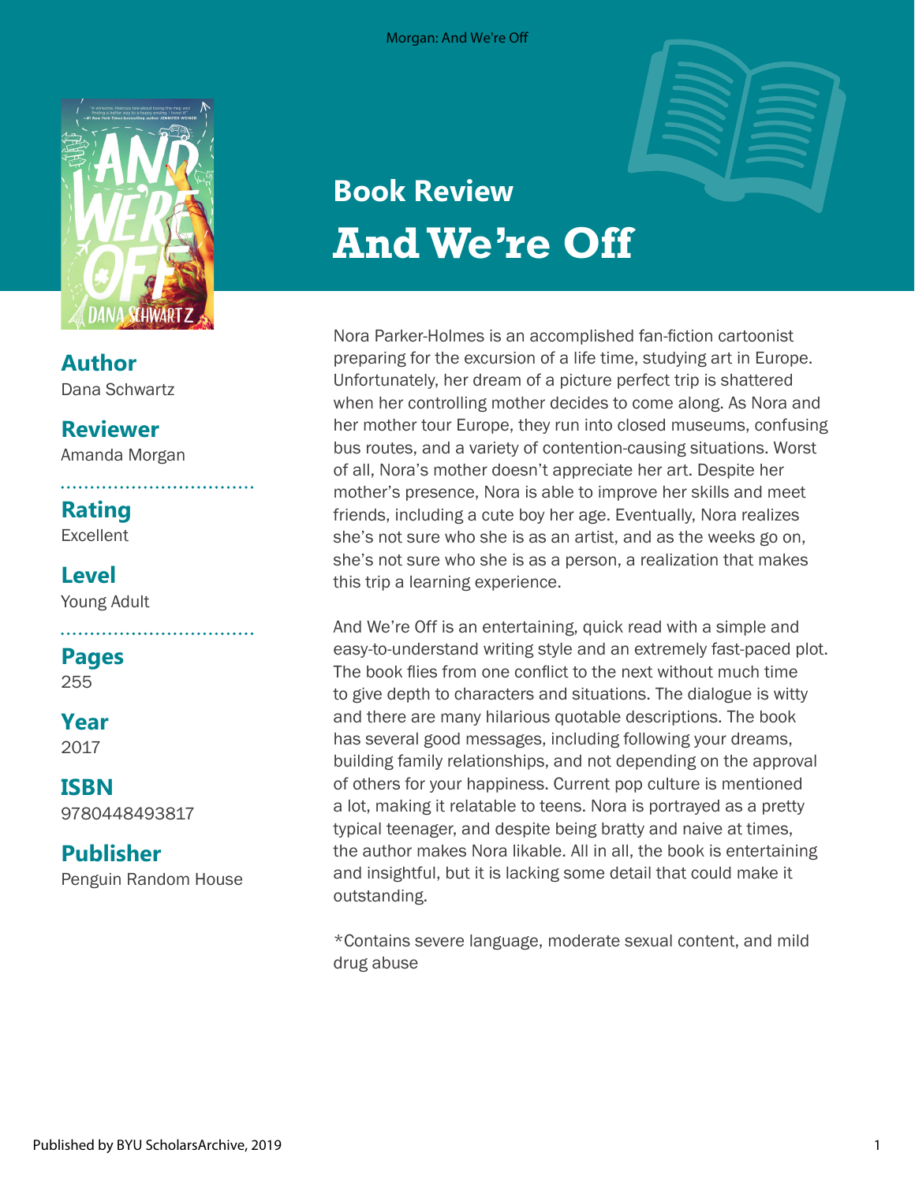# Book Review

## And We're Off

**Author**
Dana Schwartz

**Reviewer**
Amanda Morgan

**Rating**
Excellent

**Level**
Young Adult

**Pages**
255

**Year**
2017

**ISBN**
9780448493817

**Publisher**
Penguin Random House

Nora Parker-Holmes is an accomplished fan-fiction cartoonist preparing for the excursion of a life time, studying art in Europe. Unfortunately, her dream of a picture perfect trip is shattered when her controlling mother decides to come along. As Nora and her mother tour Europe, they run into closed museums, confusing bus routes, and a variety of contention-causing situations. Worst of all, Nora's mother doesn't appreciate her art. Despite her mother's presence, Nora is able to improve her skills and meet friends, including a cute boy her age. Eventually, Nora realizes she's not sure who she is as an artist, and as the weeks go on, she's not sure who she is as a person, a realization that makes this trip a learning experience.

And We're Off is an entertaining, quick read with a simple and easy-to-understand writing style and an extremely fast-paced plot. The book flies from one conflict to the next without much time to give depth to characters and situations. The dialogue is witty and there are many hilarious quotable descriptions. The book has several good messages, including following your dreams, building family relationships, and not depending on the approval of others for your happiness. Current pop culture is mentioned a lot, making it relatable to teens. Nora is portrayed as a pretty typical teenager, and despite being bratty and naive at times, the author makes Nora likable. All in all, the book is entertaining and insightful, but it is lacking some detail that could make it outstanding.

*Contains severe language, moderate sexual content, and mild drug abuse